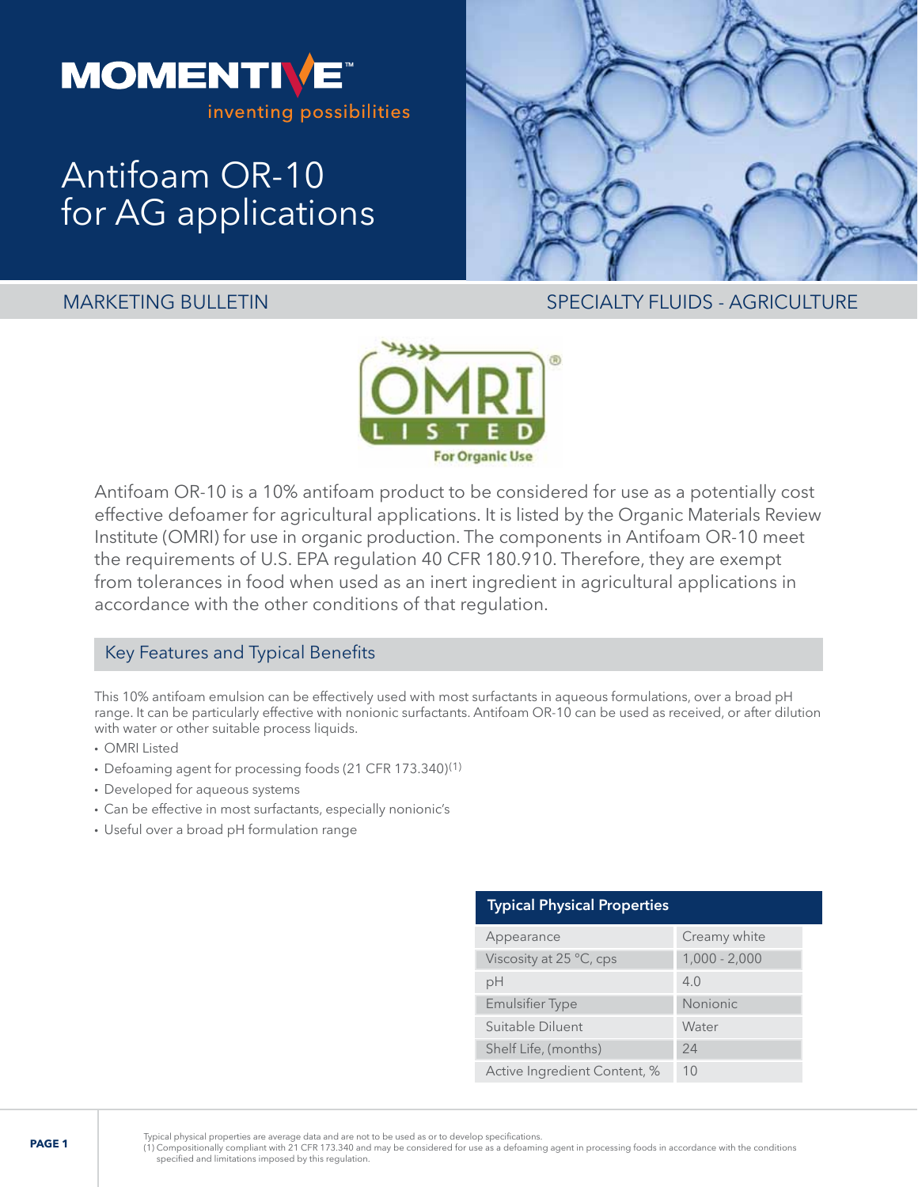MOMENTIVE™

inventing possibilities

# Antifoam OR-10 for AG applications

MARKETING BULLETIN

SPECIALTY FLUIDS - AGRICULTURE

OMRI® LISTED For Organic Use

Antifoam OR-10 is a 10% antifoam product to be considered for use as a potentially cost effective defoamer for agricultural applications. It is listed by the Organic Materials Review Institute (OMRI) for use in organic production. The components in Antifoam OR-10 meet the requirements of U.S. EPA regulation 40 CFR 180.910. Therefore, they are exempt from tolerances in food when used as an inert ingredient in agricultural applications in accordance with the other conditions of that regulation.

## Key Features and Typical Benefits

This 10% antifoam emulsion can be effectively used with most surfactants in aqueous formulations, over a broad pH range. It can be particularly effective with nonionic surfactants. Antifoam OR-10 can be used as received, or after dilution with water or other suitable process liquids.

- OMRI Listed
- Defoaming agent for processing foods (21 CFR 173.340)(1)
- Developed for aqueous systems
- Can be effective in most surfactants, especially nonionic's
- Useful over a broad pH formulation range

| Typical Physical Properties | |
| --- | --- |
| Appearance | Creamy white |
| Viscosity at 25 °C, cps | 1,000 - 2,000 |
| pH | 4.0 |
| Emulsifier Type | Nonionic |
| Suitable Diluent | Water |
| Shelf Life, (months) | 24 |
| Active Ingredient Content, % | 10 |

Typical physical properties are average data and are not to be used as or to develop specifications.

(1) Compositionally compliant with 21 CFR 173.340 and may be considered for use as a defoaming agent in processing foods in accordance with the conditions specified and limitations imposed by this regulation.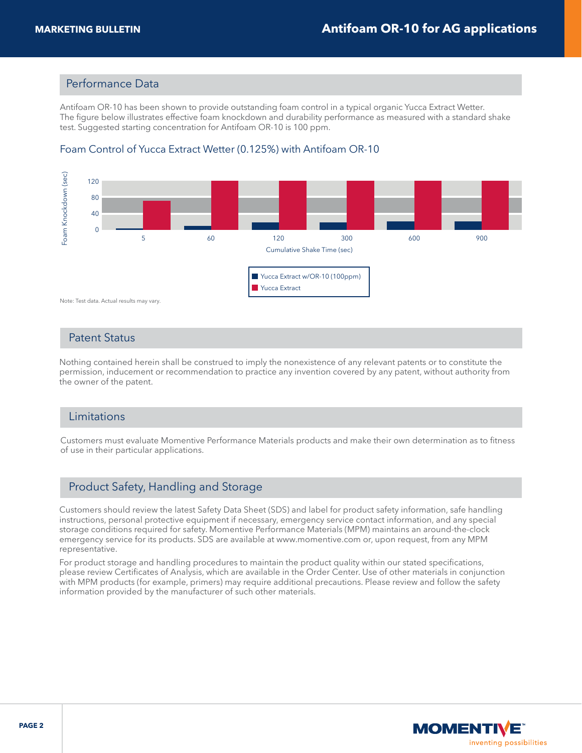## Performance Data

Antifoam OR-10 has been shown to provide outstanding foam control in a typical organic Yucca Extract Wetter. The figure below illustrates effective foam knockdown and durability performance as measured with a standard shake test. Suggested starting concentration for Antifoam OR-10 is 100 ppm.

### Foam Control of Yucca Extract Wetter (0.125%) with Antifoam OR-10

Foam Knockdown (sec)

120
80
40
0

5 60 120 300 600 900

Cumulative Shake Time (sec)

- Yucca Extract w/OR-10 (100ppm)
- Yucca Extract

Note: Test data. Actual results may vary.

## Patent Status

Nothing contained herein shall be construed to imply the nonexistence of any relevant patents or to constitute the permission, inducement or recommendation to practice any invention covered by any patent, without authority from the owner of the patent.

## Limitations

Customers must evaluate Momentive Performance Materials products and make their own determination as to fitness of use in their particular applications.

## Product Safety, Handling and Storage

Customers should review the latest Safety Data Sheet (SDS) and label for product safety information, safe handling instructions, personal protective equipment if necessary, emergency service contact information, and any special storage conditions required for safety. Momentive Performance Materials (MPM) maintains an around-the-clock emergency service for its products. SDS are available at www.momentive.com or, upon request, from any MPM representative.

For product storage and handling procedures to maintain the product quality within our stated specifications, please review Certificates of Analysis, which are available in the Order Center. Use of other materials in conjunction with MPM products (for example, primers) may require additional precautions. Please review and follow the safety information provided by the manufacturer of such other materials.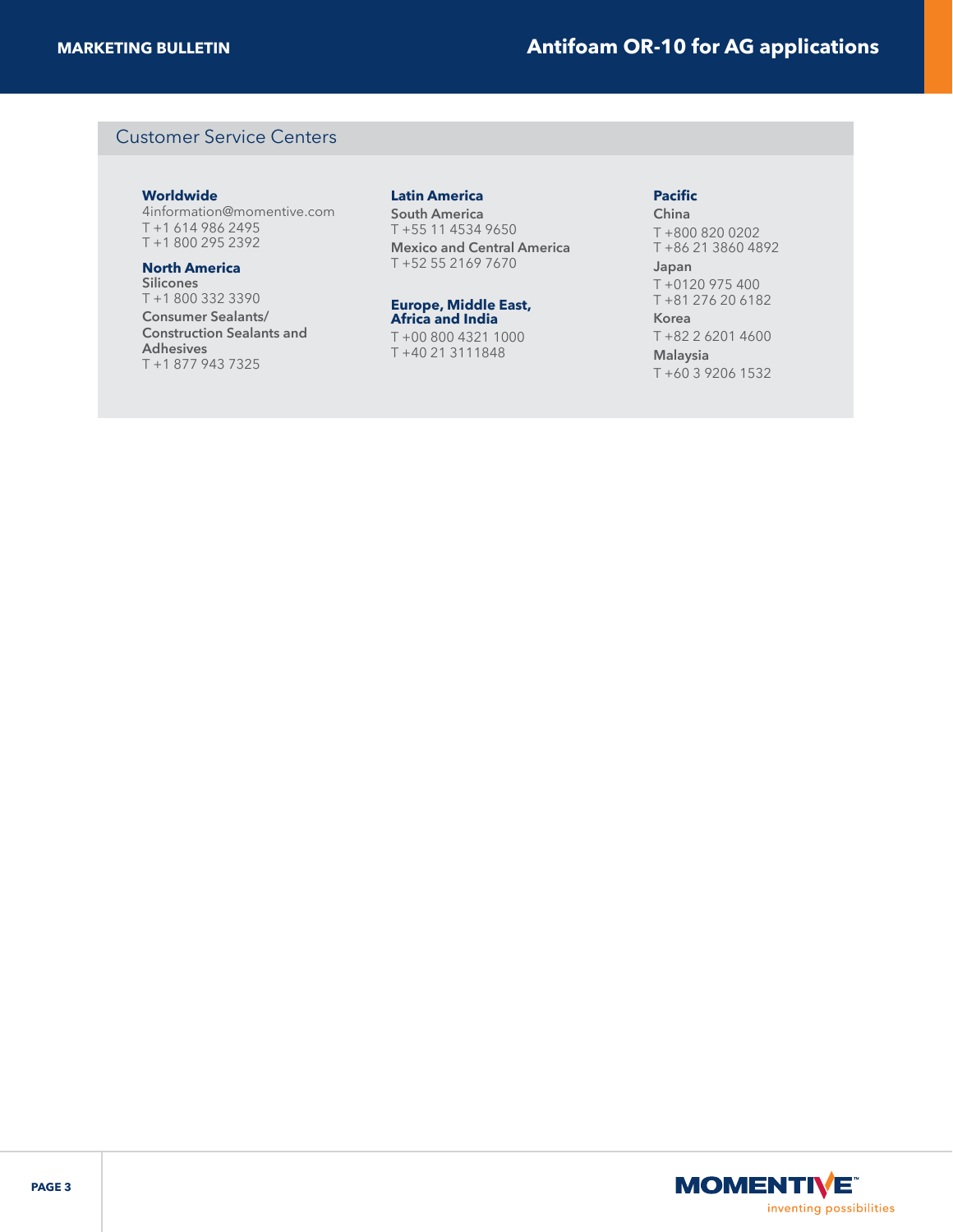## Customer Service Centers

**Worldwide**
4information@momentive.com
T +1 614 986 2495
T +1 800 295 2392

**North America**
**Silicones**
T +1 800 332 3390
**Consumer Sealants/ Construction Sealants and Adhesives**
T +1 877 943 7325

**Latin America**
**South America**
T +55 11 4534 9650
**Mexico and Central America**
T +52 55 2169 7670

**Europe, Middle East, Africa and India**
T +00 800 4321 1000
T +40 21 3111848

**Pacific**
**China**
T +800 820 0202
T +86 21 3860 4892
**Japan**
T +0120 975 400
T +81 276 20 6182
**Korea**
T +82 2 6201 4600
**Malaysia**
T +60 3 9206 1532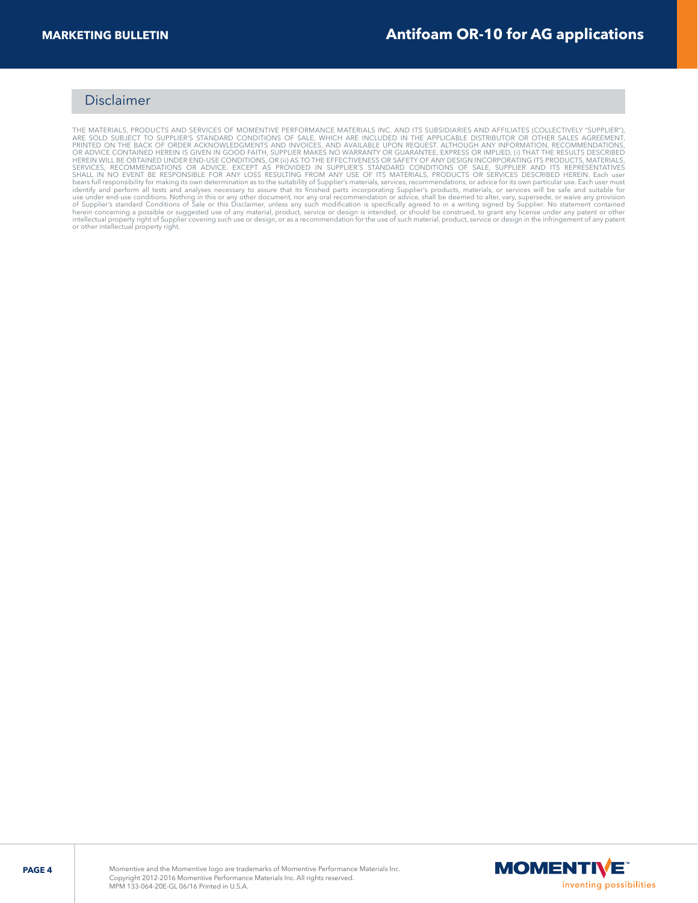## Disclaimer

THE MATERIALS, PRODUCTS AND SERVICES OF MOMENTIVE PERFORMANCE MATERIALS INC. AND ITS SUBSIDIARIES AND AFFILIATES (COLLECTIVELY "SUPPLIER"), ARE SOLD SUBJECT TO SUPPLIER'S STANDARD CONDITIONS OF SALE, WHICH ARE INCLUDED IN THE APPLICABLE DISTRIBUTOR OR OTHER SALES AGREEMENT, PRINTED ON THE BACK OF ORDER ACKNOWLEDGMENTS AND INVOICES, AND AVAILABLE UPON REQUEST. ALTHOUGH ANY INFORMATION, RECOMMENDATIONS, OR ADVICE CONTAINED HEREIN IS GIVEN IN GOOD FAITH, SUPPLIER MAKES NO WARRANTY OR GUARANTEE, EXPRESS OR IMPLIED, (i) THAT THE RESULTS DESCRIBED HEREIN WILL BE OBTAINED UNDER END-USE CONDITIONS, OR (ii) AS TO THE EFFECTIVENESS OR SAFETY OF ANY DESIGN INCORPORATING ITS PRODUCTS, MATERIALS, SERVICES, RECOMMENDATIONS OR ADVICE. EXCEPT AS PROVIDED IN SUPPLIER'S STANDARD CONDITIONS OF SALE, SUPPLIER AND ITS REPRESENTATIVES SHALL IN NO EVENT BE RESPONSIBLE FOR ANY LOSS RESULTING FROM ANY USE OF ITS MATERIALS, PRODUCTS OR SERVICES DESCRIBED HEREIN. Each user bears full responsibility for making its own determination as to the suitability of Supplier's materials, services, recommendations, or advice for its own particular use. Each user must identify and perform all tests and analyses necessary to assure that its finished parts incorporating Supplier's products, materials, or services will be safe and suitable for use under end-use conditions. Nothing in this or any other document, nor any oral recommendation or advice, shall be deemed to alter, vary, supersede, or waive any provision of Supplier's standard Conditions of Sale or this Disclaimer, unless any such modification is specifically agreed to in a writing signed by Supplier. No statement contained herein concerning a possible or suggested use of any material, product, service or design is intended, or should be construed, to grant any license under any patent or other intellectual property right of Supplier covering such use or design, or as a recommendation for the use of such material, product, service or design in the infringement of any patent or other intellectual property right.

Momentive and the Momentive logo are trademarks of Momentive Performance Materials Inc.
Copyright 2012-2016 Momentive Performance Materials Inc. All rights reserved.
MPM 133-064-20E-GL 06/16 Printed in U.S.A.

MOMENTIVE™ inventing possibilities